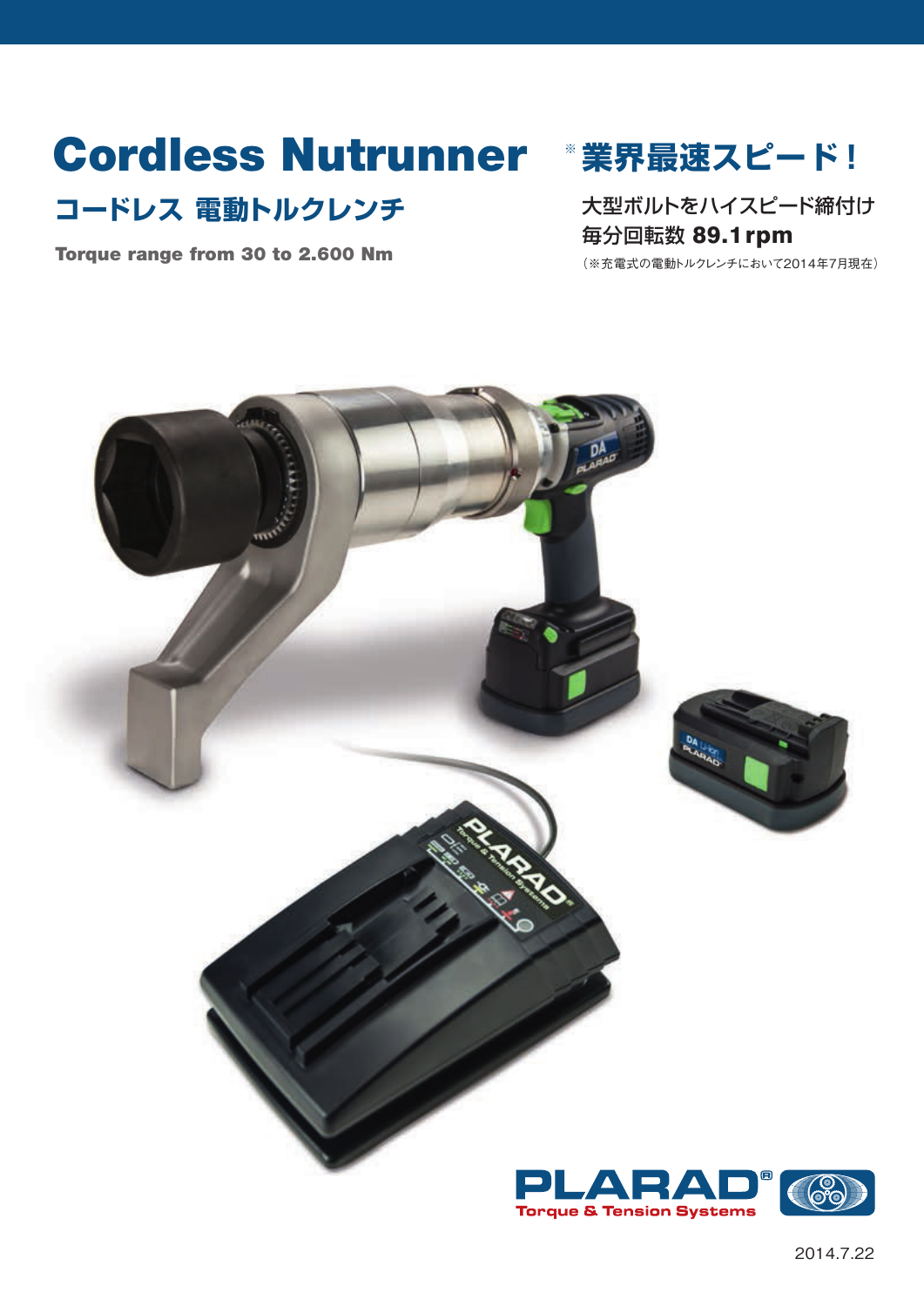# Cordless Nutrunner

## コードレス 電動トルクレンチ

**Torque range from 30 to 2.600 Nm**

## ※業界最速スピード！

大型ボルトをハイスピード締付け
毎分回転数 **89.1rpm**

（※充電式の電動トルクレンチにおいて2014年7月現在）

PLARAD®
Torque & Tension Systems

2014.7.22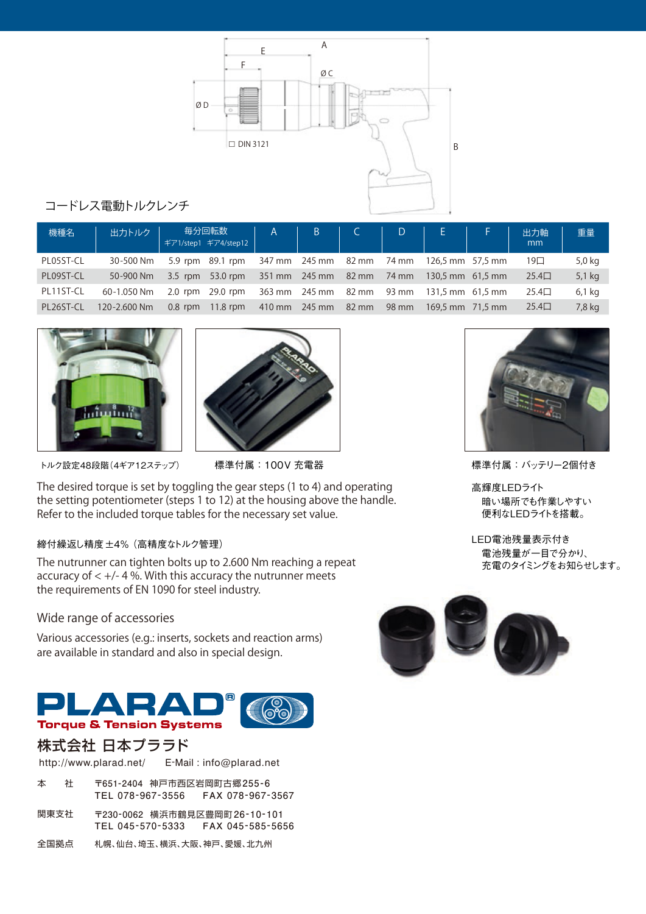A

E

F

ØC

ØD

□ DIN 3121

B

コードレス電動トルクレンチ

| 機種名 | 出力トルク | 毎分回転数 ギア1/step1 | ギア4/step12 | A | B | C | D | E | F | 出力軸 mm | 重量 |
|---|---|---|---|---|---|---|---|---|---|---|---|
| PL05ST-CL | 30-500 Nm | 5.9 rpm | 89.1 rpm | 347 mm | 245 mm | 82 mm | 74 mm | 126,5 mm | 57,5 mm | 19□ | 5,0 kg |
| PL09ST-CL | 50-900 Nm | 3.5 rpm | 53.0 rpm | 351 mm | 245 mm | 82 mm | 74 mm | 130,5 mm | 61,5 mm | 25.4□ | 5,1 kg |
| PL11ST-CL | 60-1.050 Nm | 2.0 rpm | 29.0 rpm | 363 mm | 245 mm | 82 mm | 93 mm | 131,5 mm | 61,5 mm | 25.4□ | 6,1 kg |
| PL26ST-CL | 120-2.600 Nm | 0.8 rpm | 11.8 rpm | 410 mm | 245 mm | 82 mm | 98 mm | 169,5 mm | 71,5 mm | 25.4□ | 7,8 kg |

トルク設定48段階（4ギア12ステップ）

標準付属：100V 充電器

標準付属：バッテリー2個付き

The desired torque is set by toggling the gear steps (1 to 4) and operating the setting potentiometer (steps 1 to 12) at the housing above the handle. Refer to the included torque tables for the necessary set value.

締付繰返し精度 ±4%（高精度なトルク管理）

The nutrunner can tighten bolts up to 2.600 Nm reaching a repeat accuracy of < +/- 4 %. With this accuracy the nutrunner meets the requirements of EN 1090 for steel industry.

高輝度LEDライト
暗い場所でも作業しやすい
便利なLEDライトを搭載。

LED電池残量表示付き
電池残量が一目で分かり、
充電のタイミングをお知らせします。

## Wide range of accessories

Various accessories (e.g.: inserts, sockets and reaction arms) are available in standard and also in special design.

**PLARAD®**
**Torque & Tension Systems**

## 株式会社 日本プララド

http://www.plarad.net/　　E-Mail：info@plarad.net

本　社　〒651-2404 神戸市西区岩岡町古郷255-6
TEL 078-967-3556　FAX 078-967-3567

関東支社　〒230-0062 横浜市鶴見区豊岡町26-10-101
TEL 045-570-5333　FAX 045-585-5656

全国拠点　札幌、仙台、埼玉、横浜、大阪、神戸、愛媛、北九州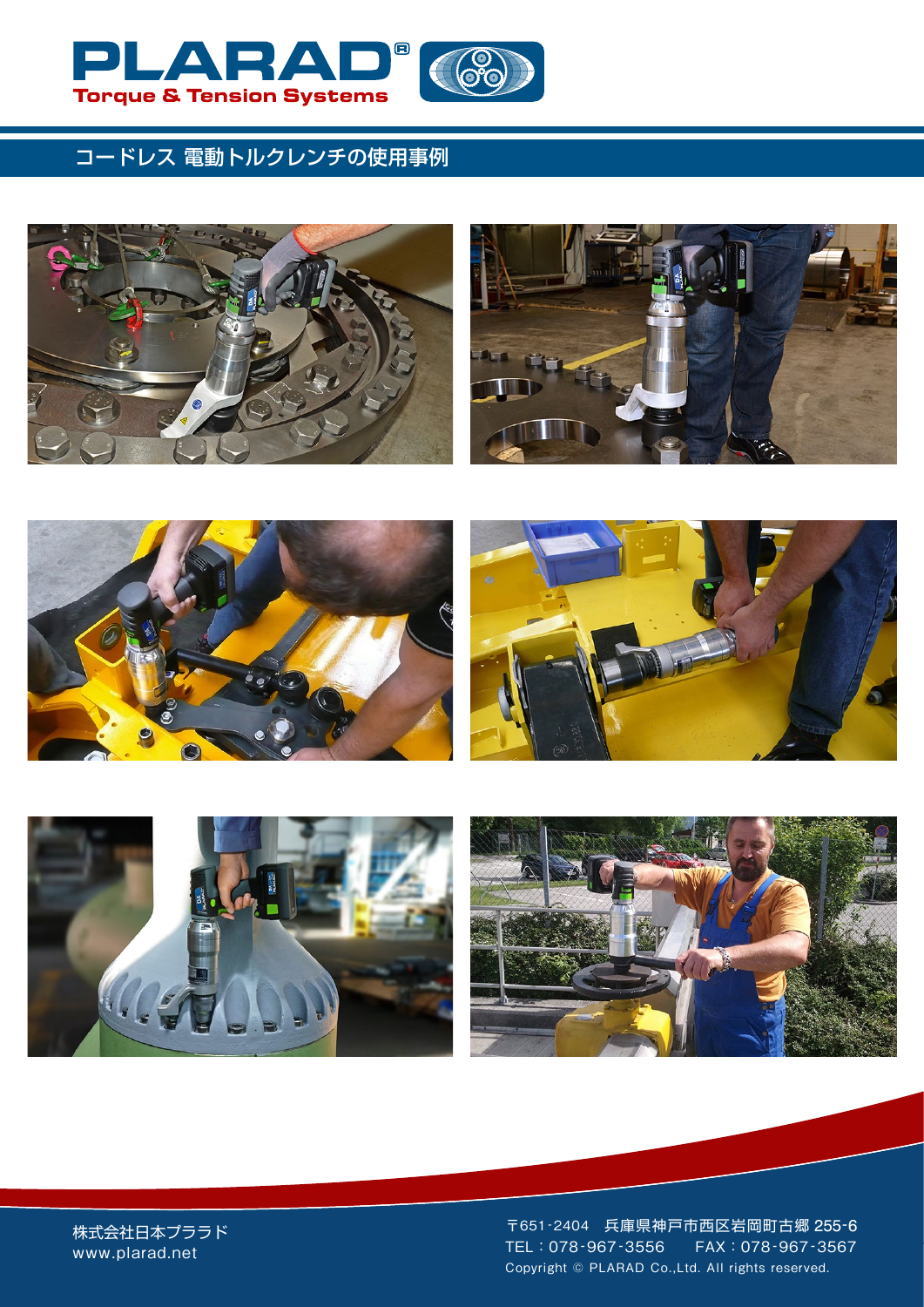PLARAD®

Torque & Tension Systems

## コードレス 電動トルクレンチの使用事例

株式会社日本プララド
www.plarad.net

〒651-2404　兵庫県神戸市西区岩岡町古郷 255-6
TEL：078-967-3556　　FAX：078-967-3567
Copyright © PLARAD Co.,Ltd. All rights reserved.